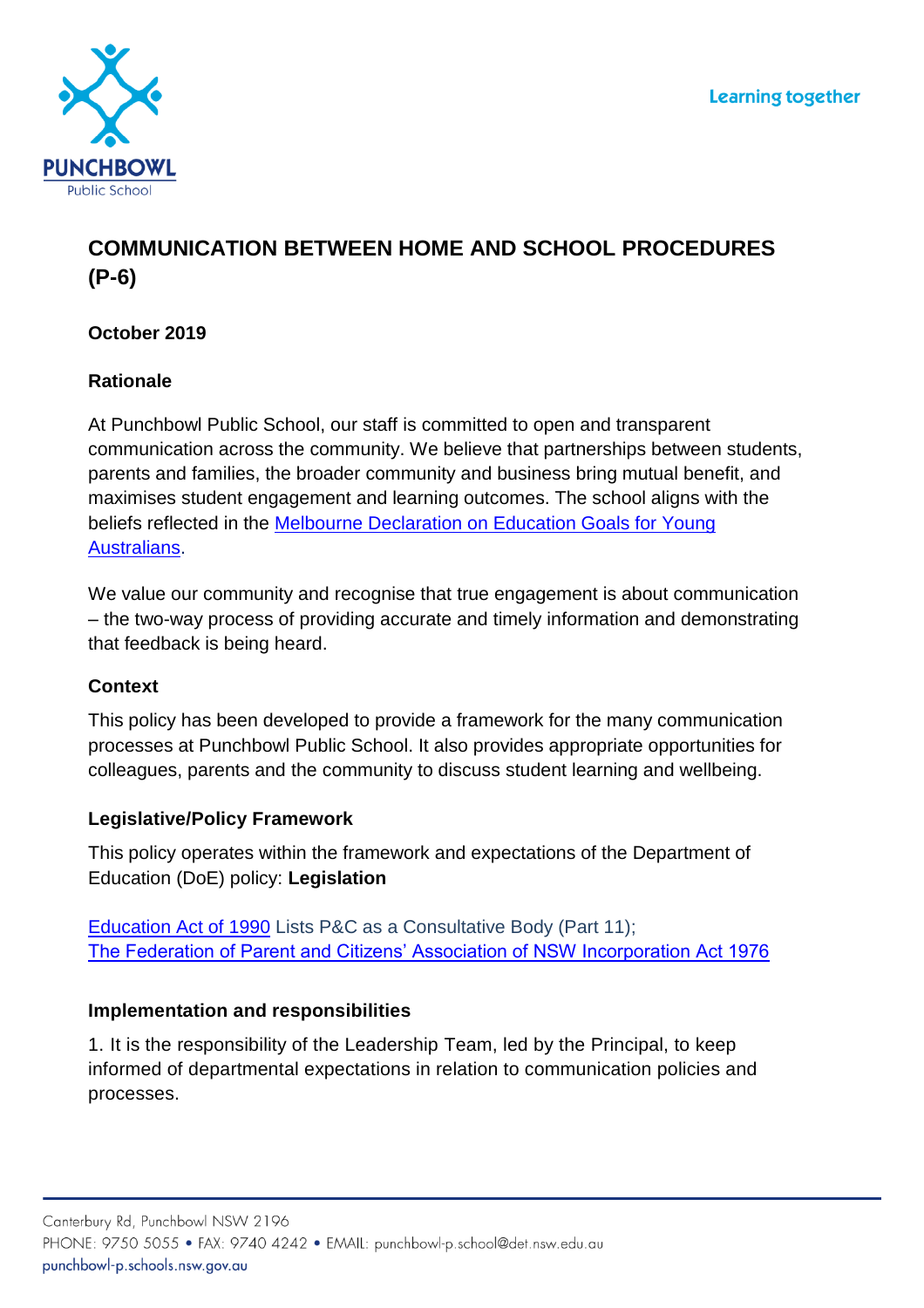# COMMUNICATION BETWEEN HOME AND SCHOOL PROCEDURES (P-6)

**October 2019**

## Rationale

At Punchbowl Public School, our staff is committed to open and transparent communication across the community. We believe that partnerships between students, parents and families, the broader community and business bring mutual benefit, and maximises student engagement and learning outcomes. The school aligns with the beliefs reflected in the [Melbourne Declaration on Education Goals for Young Australians](#).

We value our community and recognise that true engagement is about communication – the two-way process of providing accurate and timely information and demonstrating that feedback is being heard.

## Context

This policy has been developed to provide a framework for the many communication processes at Punchbowl Public School. It also provides appropriate opportunities for colleagues, parents and the community to discuss student learning and wellbeing.

## Legislative/Policy Framework

This policy operates within the framework and expectations of the Department of Education (DoE) policy: **Legislation**

[Education Act of 1990](#) Lists P&C as a Consultative Body (Part 11);
[The Federation of Parent and Citizens' Association of NSW Incorporation Act 1976](#)

## Implementation and responsibilities

1. It is the responsibility of the Leadership Team, led by the Principal, to keep informed of departmental expectations in relation to communication policies and processes.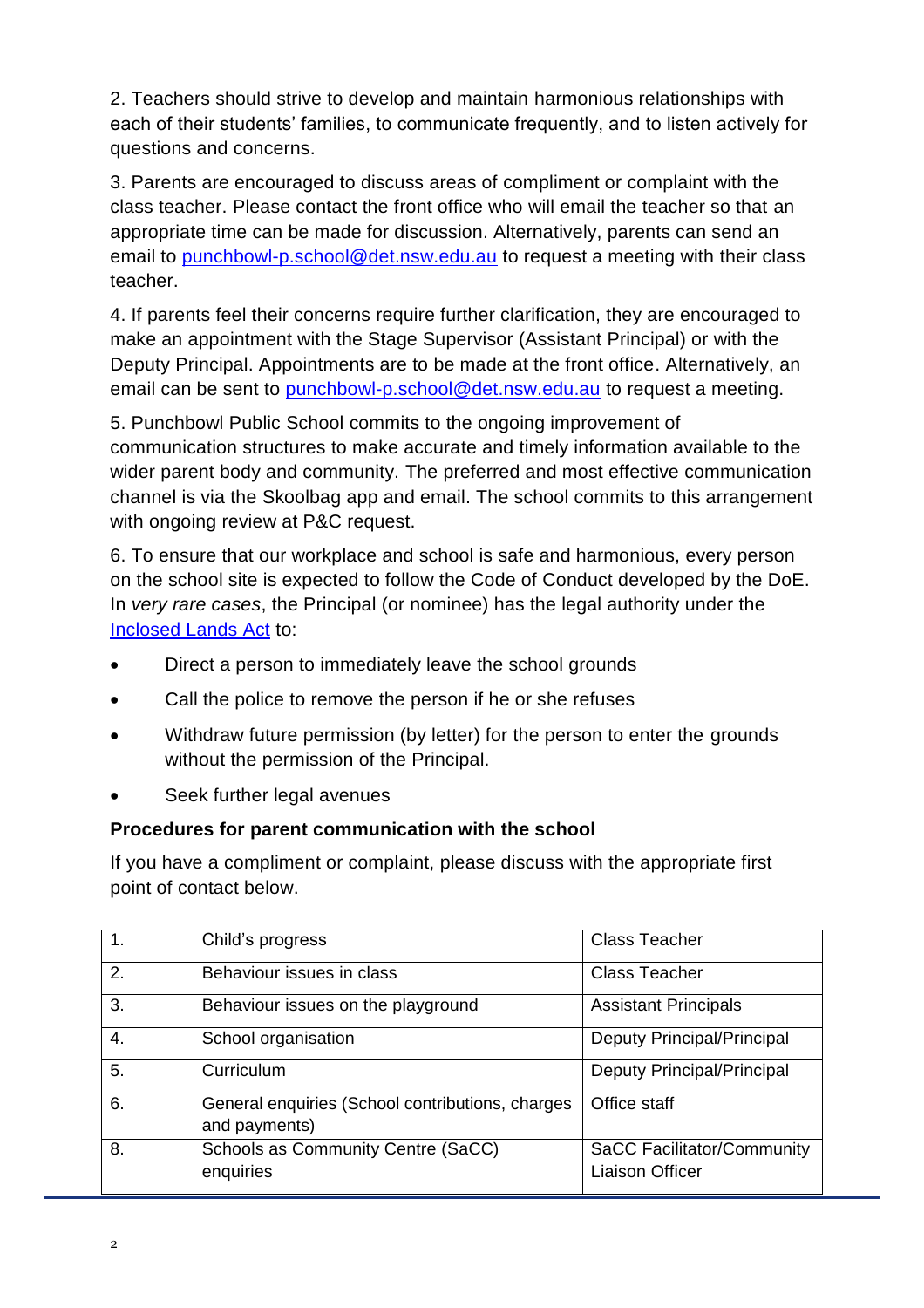2. Teachers should strive to develop and maintain harmonious relationships with each of their students' families, to communicate frequently, and to listen actively for questions and concerns.

3. Parents are encouraged to discuss areas of compliment or complaint with the class teacher. Please contact the front office who will email the teacher so that an appropriate time can be made for discussion. Alternatively, parents can send an email to [punchbowl-p.school@det.nsw.edu.au](mailto:punchbowl-p.school@det.nsw.edu.au) to request a meeting with their class teacher.

4. If parents feel their concerns require further clarification, they are encouraged to make an appointment with the Stage Supervisor (Assistant Principal) or with the Deputy Principal. Appointments are to be made at the front office. Alternatively, an email can be sent to [punchbowl-p.school@det.nsw.edu.au](mailto:punchbowl-p.school@det.nsw.edu.au) to request a meeting.

5. Punchbowl Public School commits to the ongoing improvement of communication structures to make accurate and timely information available to the wider parent body and community. The preferred and most effective communication channel is via the Skoolbag app and email. The school commits to this arrangement with ongoing review at P&C request.

6. To ensure that our workplace and school is safe and harmonious, every person on the school site is expected to follow the Code of Conduct developed by the DoE. In *very rare cases*, the Principal (or nominee) has the legal authority under the Inclosed Lands Act to:

- Direct a person to immediately leave the school grounds
- Call the police to remove the person if he or she refuses
- Withdraw future permission (by letter) for the person to enter the grounds without the permission of the Principal.
- Seek further legal avenues

**Procedures for parent communication with the school**

If you have a compliment or complaint, please discuss with the appropriate first point of contact below.

| 1. | Child's progress | Class Teacher |
|---|---|---|
| 2. | Behaviour issues in class | Class Teacher |
| 3. | Behaviour issues on the playground | Assistant Principals |
| 4. | School organisation | Deputy Principal/Principal |
| 5. | Curriculum | Deputy Principal/Principal |
| 6. | General enquiries (School contributions, charges and payments) | Office staff |
| 8. | Schools as Community Centre (SaCC) enquiries | SaCC Facilitator/Community Liaison Officer |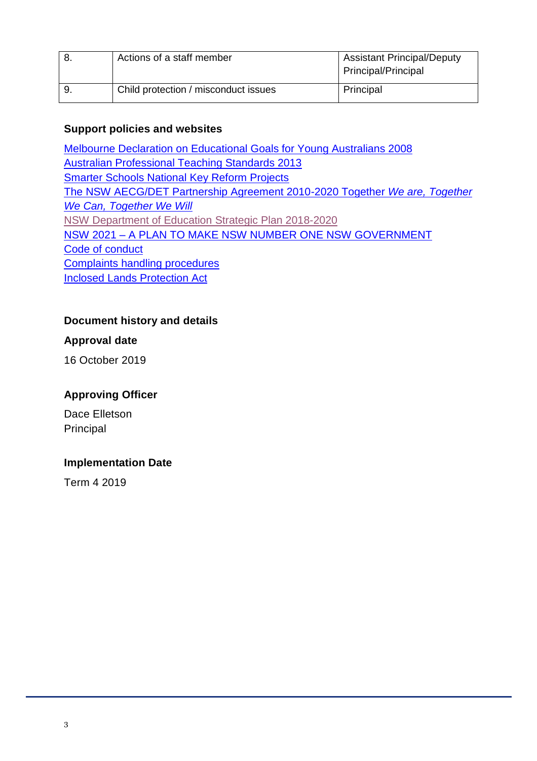| | | |
|---|---|---|
| 8. | Actions of a staff member | Assistant Principal/Deputy Principal/Principal |
| 9. | Child protection / misconduct issues | Principal |

**Support policies and websites**

Melbourne Declaration on Educational Goals for Young Australians 2008
Australian Professional Teaching Standards 2013
Smarter Schools National Key Reform Projects
The NSW AECG/DET Partnership Agreement 2010-2020 Together *We are, Together We Can, Together We Will*
NSW Department of Education Strategic Plan 2018-2020
NSW 2021 – A PLAN TO MAKE NSW NUMBER ONE NSW GOVERNMENT
Code of conduct
Complaints handling procedures
Inclosed Lands Protection Act

**Document history and details**

**Approval date**

16 October 2019

**Approving Officer**

Dace Elletson
Principal

**Implementation Date**

Term 4 2019